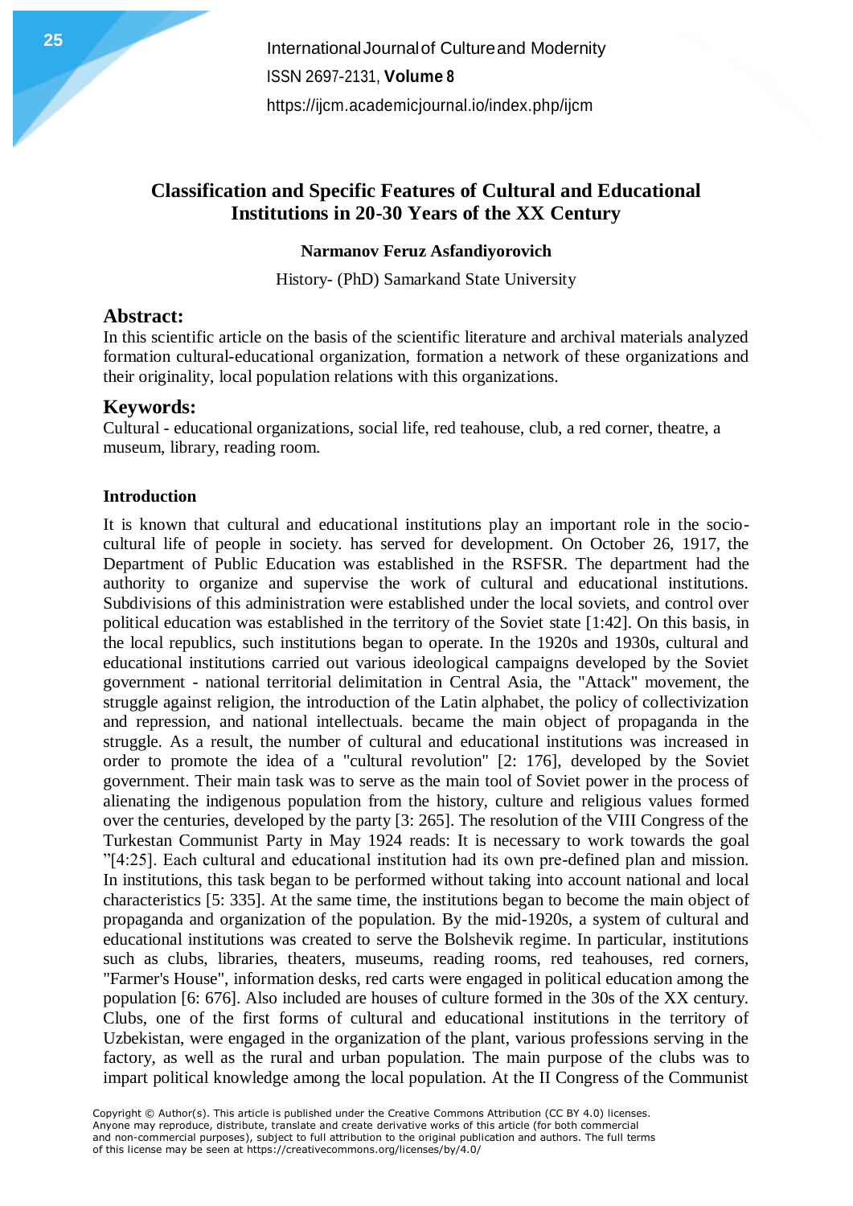# Classification and Specific Features of Cultural and Educational Institutions in 20-30 Years of the XX Century

**Narmanov Feruz Asfandiyorovich**

History- (PhD) Samarkand State University

## Abstract:

In this scientific article on the basis of the scientific literature and archival materials analyzed formation cultural-educational organization, formation a network of these organizations and their originality, local population relations with this organizations.

## Keywords:

Cultural - educational organizations, social life, red teahouse, club, a red corner, theatre, a museum, library, reading room.

### Introduction

It is known that cultural and educational institutions play an important role in the socio-cultural life of people in society. has served for development. On October 26, 1917, the Department of Public Education was established in the RSFSR. The department had the authority to organize and supervise the work of cultural and educational institutions. Subdivisions of this administration were established under the local soviets, and control over political education was established in the territory of the Soviet state [1:42]. On this basis, in the local republics, such institutions began to operate. In the 1920s and 1930s, cultural and educational institutions carried out various ideological campaigns developed by the Soviet government - national territorial delimitation in Central Asia, the "Attack" movement, the struggle against religion, the introduction of the Latin alphabet, the policy of collectivization and repression, and national intellectuals. became the main object of propaganda in the struggle. As a result, the number of cultural and educational institutions was increased in order to promote the idea of a "cultural revolution" [2: 176], developed by the Soviet government. Their main task was to serve as the main tool of Soviet power in the process of alienating the indigenous population from the history, culture and religious values formed over the centuries, developed by the party [3: 265]. The resolution of the VIII Congress of the Turkestan Communist Party in May 1924 reads: It is necessary to work towards the goal "[4:25]. Each cultural and educational institution had its own pre-defined plan and mission. In institutions, this task began to be performed without taking into account national and local characteristics [5: 335]. At the same time, the institutions began to become the main object of propaganda and organization of the population. By the mid-1920s, a system of cultural and educational institutions was created to serve the Bolshevik regime. In particular, institutions such as clubs, libraries, theaters, museums, reading rooms, red teahouses, red corners, "Farmer's House", information desks, red carts were engaged in political education among the population [6: 676]. Also included are houses of culture formed in the 30s of the XX century. Clubs, one of the first forms of cultural and educational institutions in the territory of Uzbekistan, were engaged in the organization of the plant, various professions serving in the factory, as well as the rural and urban population. The main purpose of the clubs was to impart political knowledge among the local population. At the II Congress of the Communist

Copyright © Author(s). This article is published under the Creative Commons Attribution (CC BY 4.0) licenses. Anyone may reproduce, distribute, translate and create derivative works of this article (for both commercial and non-commercial purposes), subject to full attribution to the original publication and authors. The full terms of this license may be seen at https://creativecommons.org/licenses/by/4.0/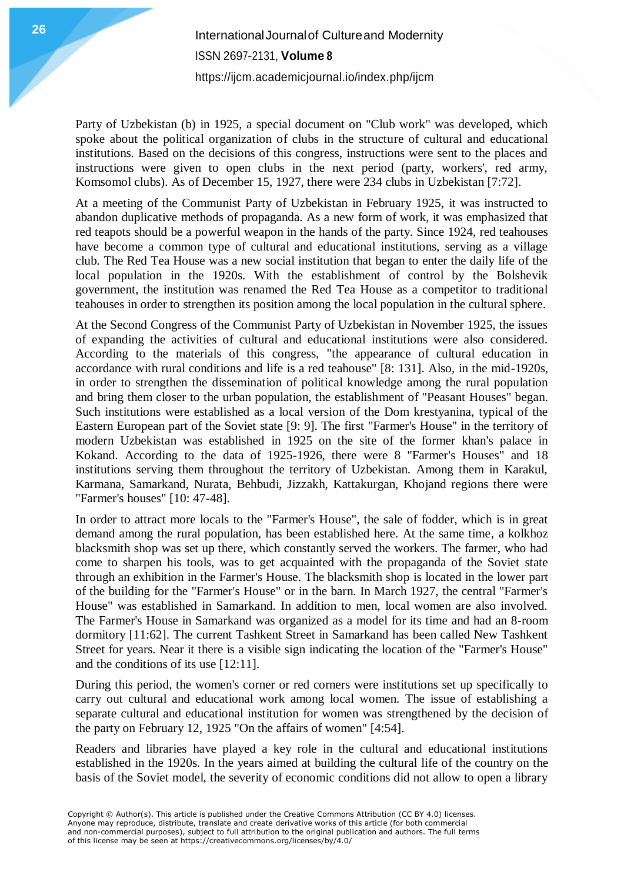Party of Uzbekistan (b) in 1925, a special document on "Club work" was developed, which spoke about the political organization of clubs in the structure of cultural and educational institutions. Based on the decisions of this congress, instructions were sent to the places and instructions were given to open clubs in the next period (party, workers', red army, Komsomol clubs). As of December 15, 1927, there were 234 clubs in Uzbekistan [7:72].

At a meeting of the Communist Party of Uzbekistan in February 1925, it was instructed to abandon duplicative methods of propaganda. As a new form of work, it was emphasized that red teapots should be a powerful weapon in the hands of the party. Since 1924, red teahouses have become a common type of cultural and educational institutions, serving as a village club. The Red Tea House was a new social institution that began to enter the daily life of the local population in the 1920s. With the establishment of control by the Bolshevik government, the institution was renamed the Red Tea House as a competitor to traditional teahouses in order to strengthen its position among the local population in the cultural sphere.

At the Second Congress of the Communist Party of Uzbekistan in November 1925, the issues of expanding the activities of cultural and educational institutions were also considered. According to the materials of this congress, "the appearance of cultural education in accordance with rural conditions and life is a red teahouse" [8: 131]. Also, in the mid-1920s, in order to strengthen the dissemination of political knowledge among the rural population and bring them closer to the urban population, the establishment of "Peasant Houses" began. Such institutions were established as a local version of the Dom krestyanina, typical of the Eastern European part of the Soviet state [9: 9]. The first "Farmer's House" in the territory of modern Uzbekistan was established in 1925 on the site of the former khan's palace in Kokand. According to the data of 1925-1926, there were 8 "Farmer's Houses" and 18 institutions serving them throughout the territory of Uzbekistan. Among them in Karakul, Karmana, Samarkand, Nurata, Behbudi, Jizzakh, Kattakurgan, Khojand regions there were "Farmer's houses" [10: 47-48].

In order to attract more locals to the "Farmer's House", the sale of fodder, which is in great demand among the rural population, has been established here. At the same time, a kolkhoz blacksmith shop was set up there, which constantly served the workers. The farmer, who had come to sharpen his tools, was to get acquainted with the propaganda of the Soviet state through an exhibition in the Farmer's House. The blacksmith shop is located in the lower part of the building for the "Farmer's House" or in the barn. In March 1927, the central "Farmer's House" was established in Samarkand. In addition to men, local women are also involved. The Farmer's House in Samarkand was organized as a model for its time and had an 8-room dormitory [11:62]. The current Tashkent Street in Samarkand has been called New Tashkent Street for years. Near it there is a visible sign indicating the location of the "Farmer's House" and the conditions of its use [12:11].

During this period, the women's corner or red corners were institutions set up specifically to carry out cultural and educational work among local women. The issue of establishing a separate cultural and educational institution for women was strengthened by the decision of the party on February 12, 1925 "On the affairs of women" [4:54].

Readers and libraries have played a key role in the cultural and educational institutions established in the 1920s. In the years aimed at building the cultural life of the country on the basis of the Soviet model, the severity of economic conditions did not allow to open a library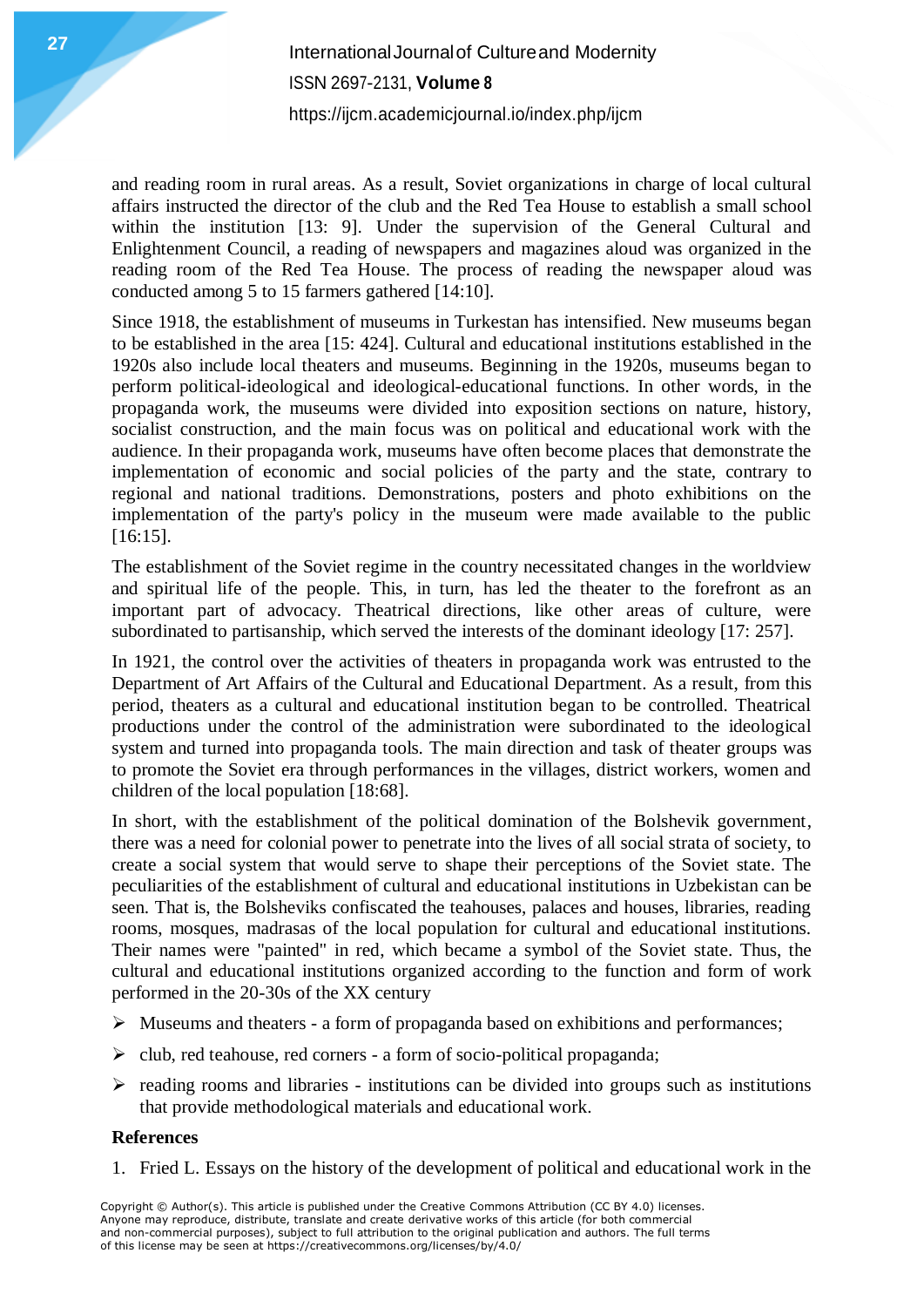and reading room in rural areas. As a result, Soviet organizations in charge of local cultural affairs instructed the director of the club and the Red Tea House to establish a small school within the institution [13: 9]. Under the supervision of the General Cultural and Enlightenment Council, a reading of newspapers and magazines aloud was organized in the reading room of the Red Tea House. The process of reading the newspaper aloud was conducted among 5 to 15 farmers gathered [14:10].

Since 1918, the establishment of museums in Turkestan has intensified. New museums began to be established in the area [15: 424]. Cultural and educational institutions established in the 1920s also include local theaters and museums. Beginning in the 1920s, museums began to perform political-ideological and ideological-educational functions. In other words, in the propaganda work, the museums were divided into exposition sections on nature, history, socialist construction, and the main focus was on political and educational work with the audience. In their propaganda work, museums have often become places that demonstrate the implementation of economic and social policies of the party and the state, contrary to regional and national traditions. Demonstrations, posters and photo exhibitions on the implementation of the party's policy in the museum were made available to the public [16:15].

The establishment of the Soviet regime in the country necessitated changes in the worldview and spiritual life of the people. This, in turn, has led the theater to the forefront as an important part of advocacy. Theatrical directions, like other areas of culture, were subordinated to partisanship, which served the interests of the dominant ideology [17: 257].

In 1921, the control over the activities of theaters in propaganda work was entrusted to the Department of Art Affairs of the Cultural and Educational Department. As a result, from this period, theaters as a cultural and educational institution began to be controlled. Theatrical productions under the control of the administration were subordinated to the ideological system and turned into propaganda tools. The main direction and task of theater groups was to promote the Soviet era through performances in the villages, district workers, women and children of the local population [18:68].

In short, with the establishment of the political domination of the Bolshevik government, there was a need for colonial power to penetrate into the lives of all social strata of society, to create a social system that would serve to shape their perceptions of the Soviet state. The peculiarities of the establishment of cultural and educational institutions in Uzbekistan can be seen. That is, the Bolsheviks confiscated the teahouses, palaces and houses, libraries, reading rooms, mosques, madrasas of the local population for cultural and educational institutions. Their names were "painted" in red, which became a symbol of the Soviet state. Thus, the cultural and educational institutions organized according to the function and form of work performed in the 20-30s of the XX century

- Museums and theaters - a form of propaganda based on exhibitions and performances;
- club, red teahouse, red corners - a form of socio-political propaganda;
- reading rooms and libraries - institutions can be divided into groups such as institutions that provide methodological materials and educational work.

**References**

1. Fried L. Essays on the history of the development of political and educational work in the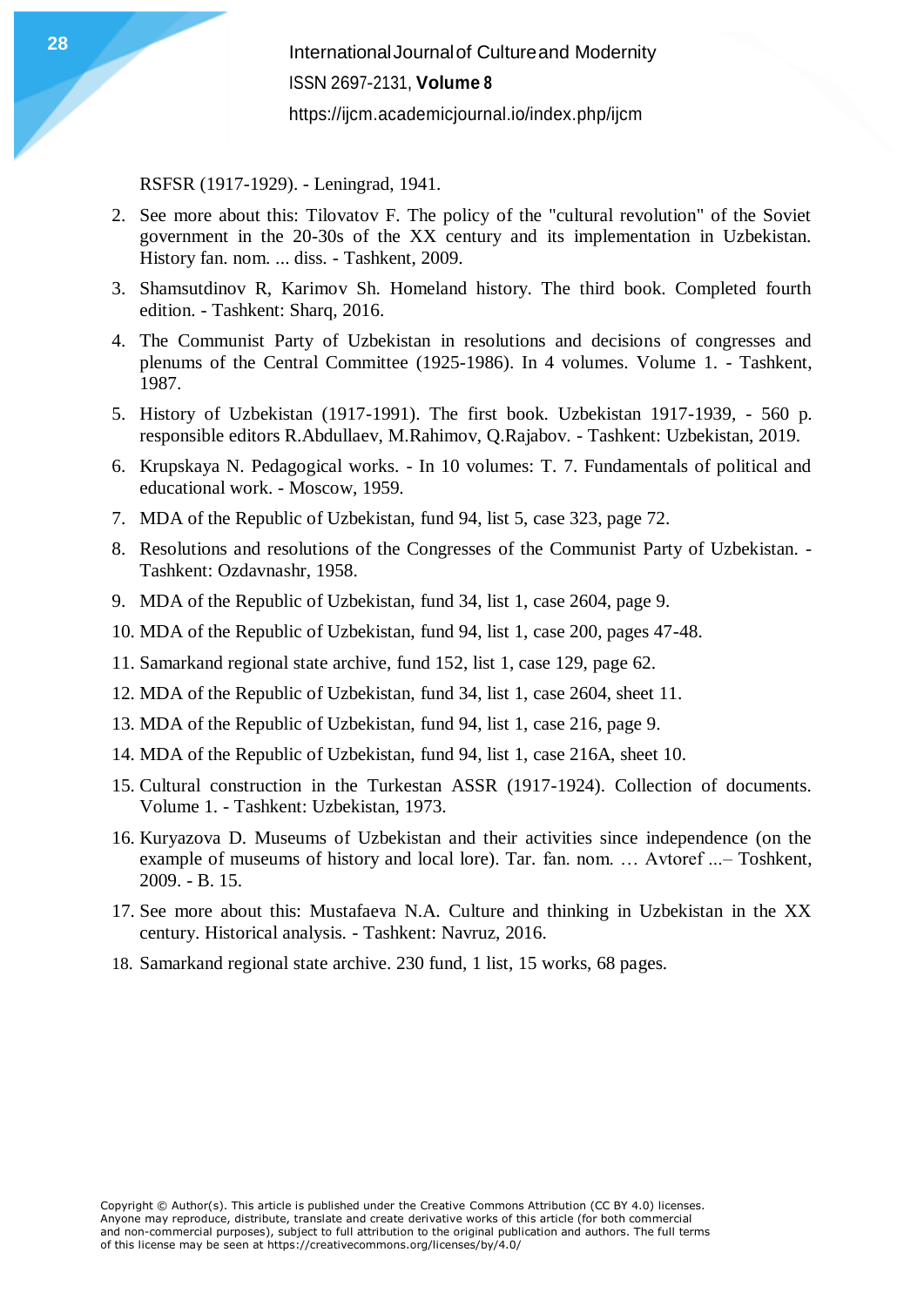RSFSR (1917-1929). - Leningrad, 1941.

2. See more about this: Tilovatov F. The policy of the "cultural revolution" of the Soviet government in the 20-30s of the XX century and its implementation in Uzbekistan. History fan. nom. ... diss. - Tashkent, 2009.
3. Shamsutdinov R, Karimov Sh. Homeland history. The third book. Completed fourth edition. - Tashkent: Sharq, 2016.
4. The Communist Party of Uzbekistan in resolutions and decisions of congresses and plenums of the Central Committee (1925-1986). In 4 volumes. Volume 1. - Tashkent, 1987.
5. History of Uzbekistan (1917-1991). The first book. Uzbekistan 1917-1939, - 560 p. responsible editors R.Abdullaev, M.Rahimov, Q.Rajabov. - Tashkent: Uzbekistan, 2019.
6. Krupskaya N. Pedagogical works. - In 10 volumes: T. 7. Fundamentals of political and educational work. - Moscow, 1959.
7. MDA of the Republic of Uzbekistan, fund 94, list 5, case 323, page 72.
8. Resolutions and resolutions of the Congresses of the Communist Party of Uzbekistan. - Tashkent: Ozdavnashr, 1958.
9. MDA of the Republic of Uzbekistan, fund 34, list 1, case 2604, page 9.
10. MDA of the Republic of Uzbekistan, fund 94, list 1, case 200, pages 47-48.
11. Samarkand regional state archive, fund 152, list 1, case 129, page 62.
12. MDA of the Republic of Uzbekistan, fund 34, list 1, case 2604, sheet 11.
13. MDA of the Republic of Uzbekistan, fund 94, list 1, case 216, page 9.
14. MDA of the Republic of Uzbekistan, fund 94, list 1, case 216A, sheet 10.
15. Cultural construction in the Turkestan ASSR (1917-1924). Collection of documents. Volume 1. - Tashkent: Uzbekistan, 1973.
16. Kuryazova D. Museums of Uzbekistan and their activities since independence (on the example of museums of history and local lore). Tar. fan. nom. … Avtoref ...– Toshkent, 2009. - B. 15.
17. See more about this: Mustafaeva N.A. Culture and thinking in Uzbekistan in the XX century. Historical analysis. - Tashkent: Navruz, 2016.
18. Samarkand regional state archive. 230 fund, 1 list, 15 works, 68 pages.

Copyright © Author(s). This article is published under the Creative Commons Attribution (CC BY 4.0) licenses. Anyone may reproduce, distribute, translate and create derivative works of this article (for both commercial and non-commercial purposes), subject to full attribution to the original publication and authors. The full terms of this license may be seen at https://creativecommons.org/licenses/by/4.0/